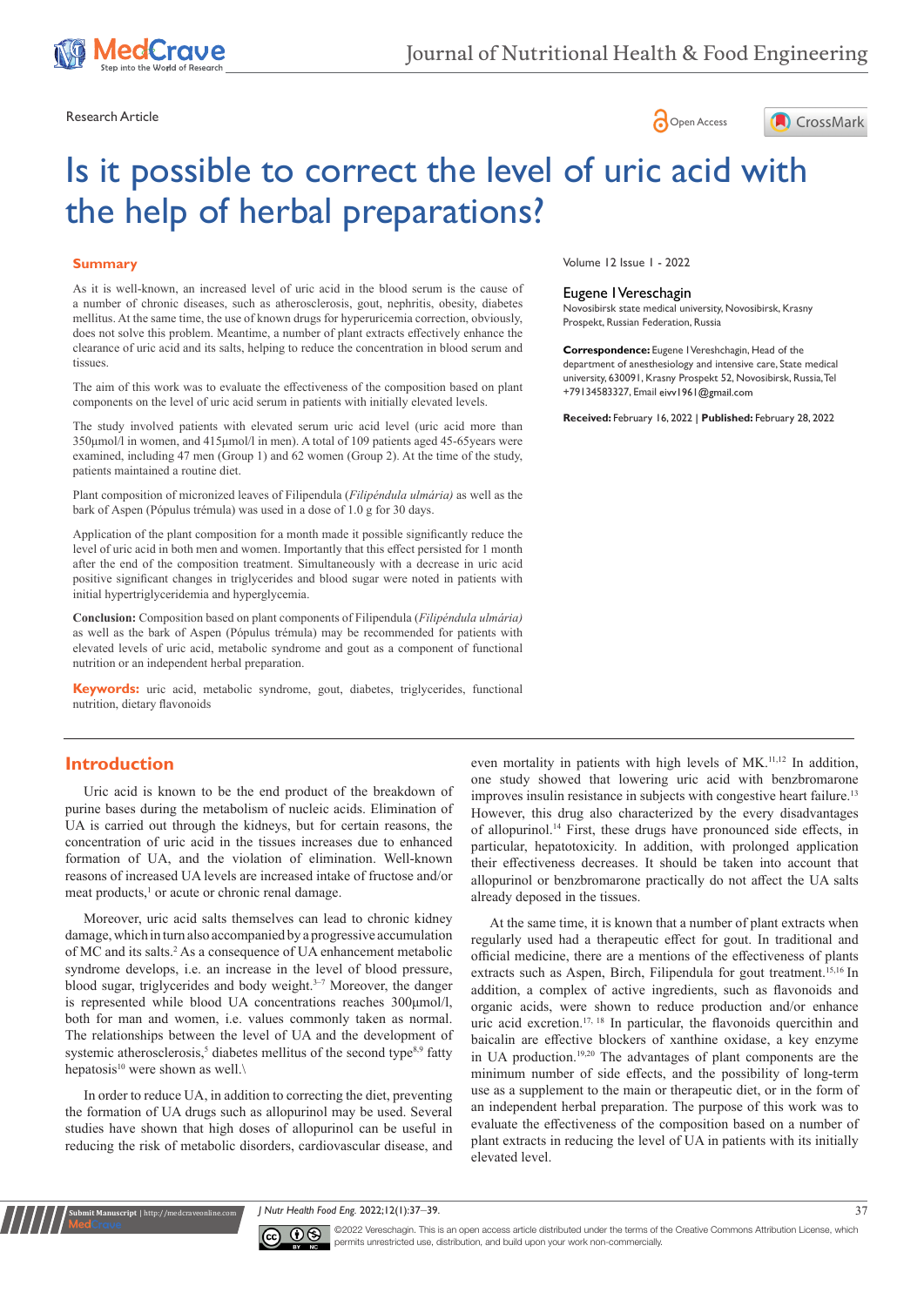Research Article

# Is it possible to correct the level of uric acid with the help of herbal preparations?

## Summary

As it is well-known, an increased level of uric acid in the blood serum is the cause of a number of chronic diseases, such as atherosclerosis, gout, nephritis, obesity, diabetes mellitus. At the same time, the use of known drugs for hyperuricemia correction, obviously, does not solve this problem. Meantime, a number of plant extracts effectively enhance the clearance of uric acid and its salts, helping to reduce the concentration in blood serum and tissues.

The aim of this work was to evaluate the effectiveness of the composition based on plant components on the level of uric acid serum in patients with initially elevated levels.

The study involved patients with elevated serum uric acid level (uric acid more than 350μmol/l in women, and 415μmol/l in men). A total of 109 patients aged 45-65years were examined, including 47 men (Group 1) and 62 women (Group 2). At the time of the study, patients maintained a routine diet.

Plant composition of micronized leaves of Filipendula (*Filipéndula ulmária)* as well as the bark of Aspen (Pópulus trémula) was used in a dose of 1.0 g for 30 days.

Application of the plant composition for a month made it possible significantly reduce the level of uric acid in both men and women. Importantly that this effect persisted for 1 month after the end of the composition treatment. Simultaneously with a decrease in uric acid positive significant changes in triglycerides and blood sugar were noted in patients with initial hypertriglyceridemia and hyperglycemia.

**Conclusion:** Composition based on plant components of Filipendula (*Filipéndula ulmária)* as well as the bark of Aspen (Pópulus trémula) may be recommended for patients with elevated levels of uric acid, metabolic syndrome and gout as a component of functional nutrition or an independent herbal preparation.

**Keywords:** uric acid, metabolic syndrome, gout, diabetes, triglycerides, functional nutrition, dietary flavonoids

Volume 12 Issue 1 - 2022

**Eugene I Vereschagin**

Novosibirsk state medical university, Novosibirsk, Krasny Prospekt, Russian Federation, Russia

**Correspondence:** Eugene I Vereshchagin, Head of the department of anesthesiology and intensive care, State medical university, 630091, Krasny Prospekt 52, Novosibirsk, Russia, Tel +79134583327, Email eivv1961@gmail.com

**Received:** February 16, 2022 | **Published:** February 28, 2022

## Introduction

Uric acid is known to be the end product of the breakdown of purine bases during the metabolism of nucleic acids. Elimination of UA is carried out through the kidneys, but for certain reasons, the concentration of uric acid in the tissues increases due to enhanced formation of UA, and the violation of elimination. Well-known reasons of increased UA levels are increased intake of fructose and/or meat products,[1] or acute or chronic renal damage.

Moreover, uric acid salts themselves can lead to chronic kidney damage, which in turn also accompanied by a progressive accumulation of MC and its salts.[2] As a consequence of UA enhancement metabolic syndrome develops, i.e. an increase in the level of blood pressure, blood sugar, triglycerides and body weight.[3–7] Moreover, the danger is represented while blood UA concentrations reaches 300μmol/l, both for man and women, i.e. values commonly taken as normal. The relationships between the level of UA and the development of systemic atherosclerosis,[5] diabetes mellitus of the second type[8,9] fatty hepatosis[10] were shown as well.\

In order to reduce UA, in addition to correcting the diet, preventing the formation of UA drugs such as allopurinol may be used. Several studies have shown that high doses of allopurinol can be useful in reducing the risk of metabolic disorders, cardiovascular disease, and even mortality in patients with high levels of MK.[11,12] In addition, one study showed that lowering uric acid with benzbromarone improves insulin resistance in subjects with congestive heart failure.[13] However, this drug also characterized by the every disadvantages of allopurinol.[14] First, these drugs have pronounced side effects, in particular, hepatotoxicity. In addition, with prolonged application their effectiveness decreases. It should be taken into account that allopurinol or benzbromarone practically do not affect the UA salts already deposed in the tissues.

At the same time, it is known that a number of plant extracts when regularly used had a therapeutic effect for gout. In traditional and official medicine, there are a mentions of the effectiveness of plants extracts such as Aspen, Birch, Filipendula for gout treatment.[15,16] In addition, a complex of active ingredients, such as flavonoids and organic acids, were shown to reduce production and/or enhance uric acid excretion.[17,18] In particular, the flavonoids quercithin and baicalin are effective blockers of xanthine oxidase, a key enzyme in UA production.[19,20] The advantages of plant components are the minimum number of side effects, and the possibility of long-term use as a supplement to the main or therapeutic diet, or in the form of an independent herbal preparation. The purpose of this work was to evaluate the effectiveness of the composition based on a number of plant extracts in reducing the level of UA in patients with its initially elevated level.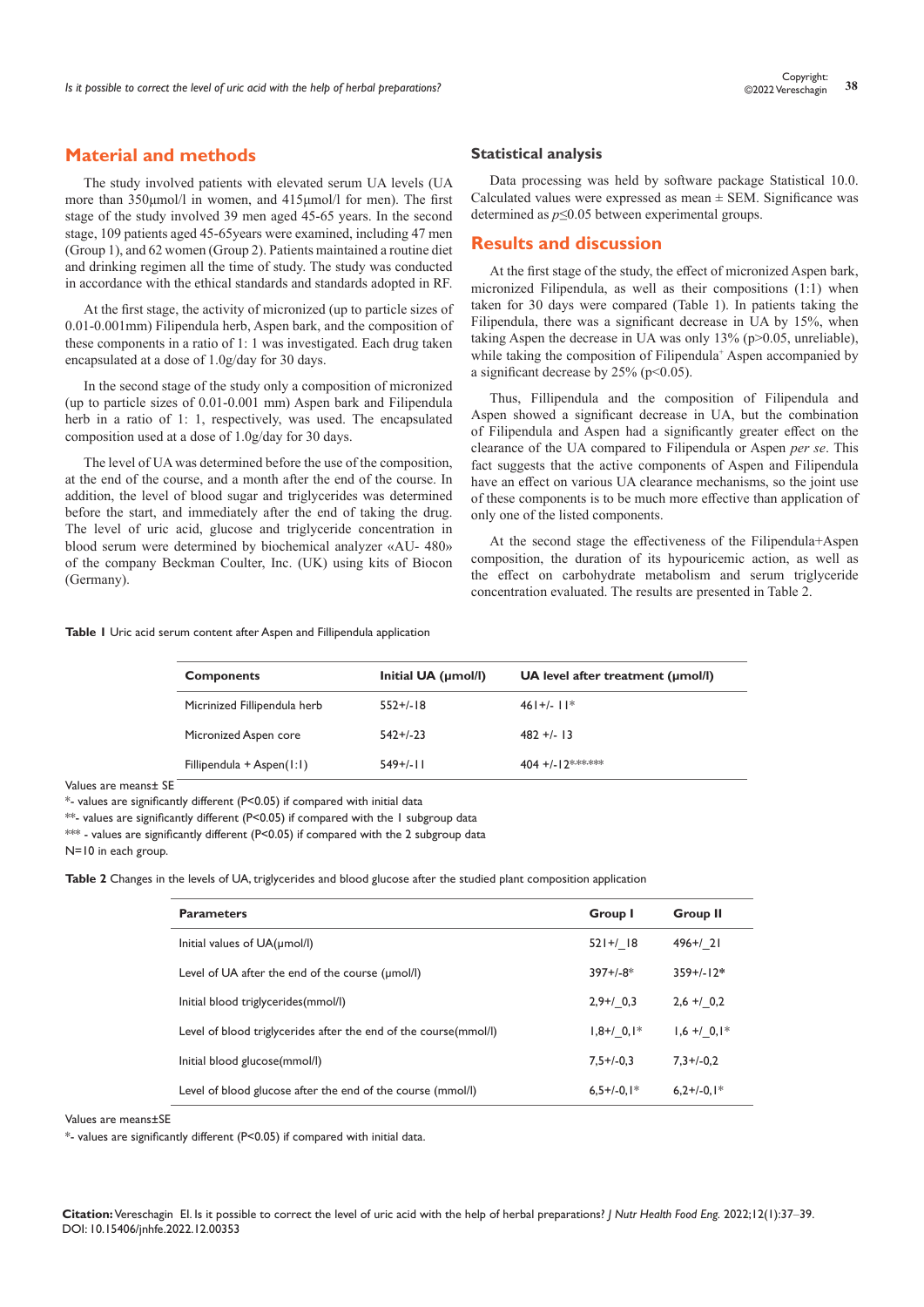## Material and methods

The study involved patients with elevated serum UA levels (UA more than 350μmol/l in women, and 415μmol/l for men). The first stage of the study involved 39 men aged 45-65 years. In the second stage, 109 patients aged 45-65years were examined, including 47 men (Group 1), and 62 women (Group 2). Patients maintained a routine diet and drinking regimen all the time of study. The study was conducted in accordance with the ethical standards and standards adopted in RF.

At the first stage, the activity of micronized (up to particle sizes of 0.01-0.001mm) Filipendula herb, Aspen bark, and the composition of these components in a ratio of 1: 1 was investigated. Each drug taken encapsulated at a dose of 1.0g/day for 30 days.

In the second stage of the study only a composition of micronized (up to particle sizes of 0.01-0.001 mm) Aspen bark and Filipendula herb in a ratio of 1: 1, respectively, was used. The encapsulated composition used at a dose of 1.0g/day for 30 days.

The level of UA was determined before the use of the composition, at the end of the course, and a month after the end of the course. In addition, the level of blood sugar and triglycerides was determined before the start, and immediately after the end of taking the drug. The level of uric acid, glucose and triglyceride concentration in blood serum were determined by biochemical analyzer «AU- 480» of the company Beckman Coulter, Inc. (UK) using kits of Biocon (Germany).

### Statistical analysis

Data processing was held by software package Statistical 10.0. Calculated values were expressed as mean ± SEM. Significance was determined as $p \leq 0.05$ between experimental groups.

## Results and discussion

At the first stage of the study, the effect of micronized Aspen bark, micronized Filipendula, as well as their compositions (1:1) when taken for 30 days were compared (Table 1). In patients taking the Filipendula, there was a significant decrease in UA by 15%, when taking Aspen the decrease in UA was only 13% (p>0.05, unreliable), while taking the composition of Filipendula+ Aspen accompanied by a significant decrease by 25% (p<0.05).

Thus, Filipendula and the composition of Filipendula and Aspen showed a significant decrease in UA, but the combination of Filipendula and Aspen had a significantly greater effect on the clearance of the UA compared to Filipendula or Aspen *per se*. This fact suggests that the active components of Aspen and Filipendula have an effect on various UA clearance mechanisms, so the joint use of these components is to be much more effective than application of only one of the listed components.

At the second stage the effectiveness of the Filipendula+Aspen composition, the duration of its hypouricemic action, as well as the effect on carbohydrate metabolism and serum triglyceride concentration evaluated. The results are presented in Table 2.

**Table 1** Uric acid serum content after Aspen and Fillipendula application

| Components | Initial UA (μmol/l) | UA level after treatment (μmol/l) |
|---|---|---|
| Micrinized Fillipendula herb | 552+/-18 | 461+/- 11* |
| Micronized Aspen core | 542+/-23 | 482 +/- 13 |
| Fillipendula + Aspen(1:1) | 549+/-11 | 404 +/-12****** |

Values are means± SE

*- values are significantly different (P<0.05) if compared with initial data

**- values are significantly different (P<0.05) if compared with the 1 subgroup data

*** - values are significantly different (P<0.05) if compared with the 2 subgroup data

N=10 in each group.

**Table 2** Changes in the levels of UA, triglycerides and blood glucose after the studied plant composition application

| Parameters | Group I | Group II |
|---|---|---|
| Initial values of UA(μmol/l) | 521+/_18 | 496+/_21 |
| Level of UA after the end of the course (μmol/l) | 397+/-8* | 359+/-12* |
| Initial blood triglycerides(mmol/l) | 2,9+/_0,3 | 2,6 +/_0,2 |
| Level of blood triglycerides after the end of the course(mmol/l) | 1,8+/_0,1* | 1,6 +/_0,1* |
| Initial blood glucose(mmol/l) | 7,5+/-0,3 | 7,3+/-0,2 |
| Level of blood glucose after the end of the course (mmol/l) | 6,5+/-0,1* | 6,2+/-0,1* |

Values are means±SE

*- values are significantly different (P<0.05) if compared with initial data.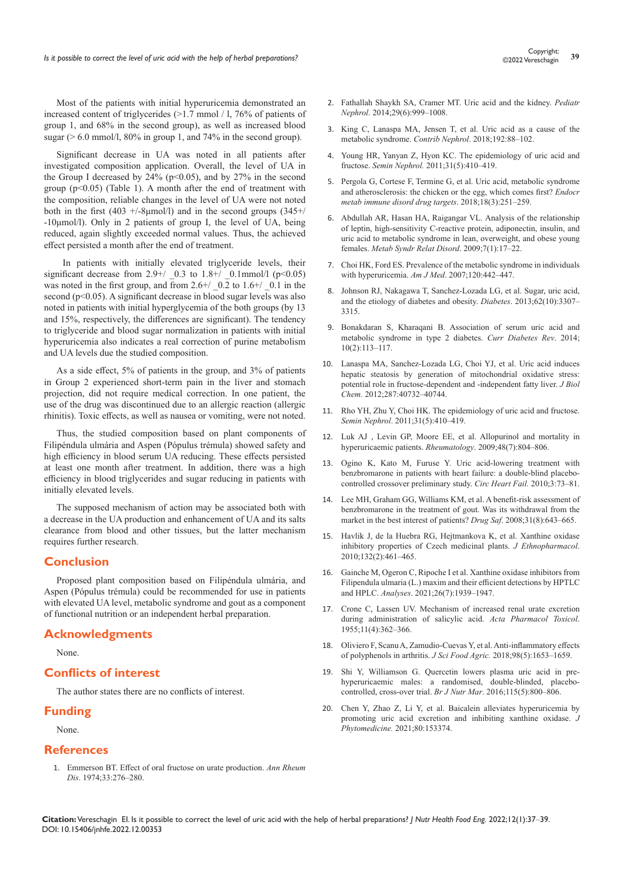Most of the patients with initial hyperuricemia demonstrated an increased content of triglycerides (>1.7 mmol / l, 76% of patients of group 1, and 68% in the second group), as well as increased blood sugar (> 6.0 mmol/l, 80% in group 1, and 74% in the second group).

Significant decrease in UA was noted in all patients after investigated composition application. Overall, the level of UA in the Group I decreased by 24% ($p<0.05$), and by 27% in the second group ($p<0.05$) (Table 1). A month after the end of treatment with the composition, reliable changes in the level of UA were not noted both in the first (403 +/-8μmol/l) and in the second groups (345+/ -10μmol/l). Only in 2 patients of group I, the level of UA, being reduced, again slightly exceeded normal values. Thus, the achieved effect persisted a month after the end of treatment.

In patients with initially elevated triglyceride levels, their significant decrease from 2.9+/ _0.3 to 1.8+/ _0.1mmol/l ($p<0.05$) was noted in the first group, and from 2.6+/ _0.2 to 1.6+/ _0.1 in the second ($p<0.05$). A significant decrease in blood sugar levels was also noted in patients with initial hyperglycemia of the both groups (by 13 and 15%, respectively, the differences are significant). The tendency to triglyceride and blood sugar normalization in patients with initial hyperuricemia also indicates a real correction of purine metabolism and UA levels due the studied composition.

As a side effect, 5% of patients in the group, and 3% of patients in Group 2 experienced short-term pain in the liver and stomach projection, did not require medical correction. In one patient, the use of the drug was discontinued due to an allergic reaction (allergic rhinitis). Toxic effects, as well as nausea or vomiting, were not noted.

Thus, the studied composition based on plant components of Filipéndula ulmária and Aspen (Pópulus trémula) showed safety and high efficiency in blood serum UA reducing. These effects persisted at least one month after treatment. In addition, there was a high efficiency in blood triglycerides and sugar reducing in patients with initially elevated levels.

The supposed mechanism of action may be associated both with a decrease in the UA production and enhancement of UA and its salts clearance from blood and other tissues, but the latter mechanism requires further research.

## Conclusion

Proposed plant composition based on Filipéndula ulmária, and Aspen (Pópulus trémula) could be recommended for use in patients with elevated UA level, metabolic syndrome and gout as a component of functional nutrition or an independent herbal preparation.

## Acknowledgments

None.

## Conflicts of interest

The author states there are no conflicts of interest.

## Funding

None.

## References

1. Emmerson BT. Effect of oral fructose on urate production. *Ann Rheum Dis*. 1974;33:276–280.
2. Fathallah Shaykh SA, Cramer MT. Uric acid and the kidney. *Pediatr Nephrol*. 2014;29(6):999–1008.
3. King C, Lanaspa MA, Jensen T, et al. Uric acid as a cause of the metabolic syndrome. *Contrib Nephrol*. 2018;192:88–102.
4. Young HR, Yanyan Z, Hyon KC. The epidemiology of uric acid and fructose. *Semin Nephrol.* 2011;31(5):410–419.
5. Pergola G, Cortese F, Termine G, et al. Uric acid, metabolic syndrome and atherosclerosis: the chicken or the egg, which comes first? *Endocr metab immune disord drug targets*. 2018;18(3):251–259.
6. Abdullah AR, Hasan HA, Raigangar VL. Analysis of the relationship of leptin, high-sensitivity C-reactive protein, adiponectin, insulin, and uric acid to metabolic syndrome in lean, overweight, and obese young females. *Metab Syndr Relat Disord*. 2009;7(1):17–22.
7. Choi HK, Ford ES. Prevalence of the metabolic syndrome in individuals with hyperuricemia. *Am J Med*. 2007;120:442–447.
8. Johnson RJ, Nakagawa T, Sanchez-Lozada LG, et al. Sugar, uric acid, and the etiology of diabetes and obesity. *Diabetes*. 2013;62(10):3307–3315.
9. Bonakdaran S, Kharaqani B. Association of serum uric acid and metabolic syndrome in type 2 diabetes. *Curr Diabetes Rev*. 2014; 10(2):113–117.
10. Lanaspa MA, Sanchez-Lozada LG, Choi YJ, et al. Uric acid induces hepatic steatosis by generation of mitochondrial oxidative stress: potential role in fructose-dependent and -independent fatty liver. *J Biol Chem*. 2012;287:40732–40744.
11. Rho YH, Zhu Y, Choi HK. The epidemiology of uric acid and fructose. *Semin Nephrol*. 2011;31(5):410–419.
12. Luk AJ , Levin GP, Moore EE, et al. Allopurinol and mortality in hyperuricaemic patients. *Rheumatology*. 2009;48(7):804–806.
13. Ogino K, Kato M, Furuse Y. Uric acid-lowering treatment with benzbromarone in patients with heart failure: a double-blind placebo-controlled crossover preliminary study. *Circ Heart Fail.* 2010;3:73–81.
14. Lee MH, Graham GG, Williams KM, et al. A benefit-risk assessment of benzbromarone in the treatment of gout. Was its withdrawal from the market in the best interest of patients? *Drug Saf*. 2008;31(8):643–665.
15. Havlik J, de la Huebra RG, Hejtmankova K, et al. Xanthine oxidase inhibitory properties of Czech medicinal plants. *J Ethnopharmacol*. 2010;132(2):461–465.
16. Gainche M, Ogeron C, Ripoche I et al. Xanthine oxidase inhibitors from Filipendula ulmaria (L.) maxim and their efficient detections by HPTLC and HPLC. *Analyses*. 2021;26(7):1939–1947.
17. Crone C, Lassen UV. Mechanism of increased renal urate excretion during administration of salicylic acid. *Acta Pharmacol Toxicol*. 1955;11(4):362–366.
18. Oliviero F, Scanu A, Zamudio-Cuevas Y, et al. Anti-inflammatory effects of polyphenols in arthritis. *J Sci Food Agric.* 2018;98(5):1653–1659.
19. Shi Y, Williamson G. Quercetin lowers plasma uric acid in pre-hyperuricaemic males: a randomised, double-blinded, placebo-controlled, cross-over trial. *Br J Nutr Mar*. 2016;115(5):800–806.
20. Chen Y, Zhao Z, Li Y, et al. Baicalein alleviates hyperuricemia by promoting uric acid excretion and inhibiting xanthine oxidase. *J Phytomedicine.* 2021;80:153374.